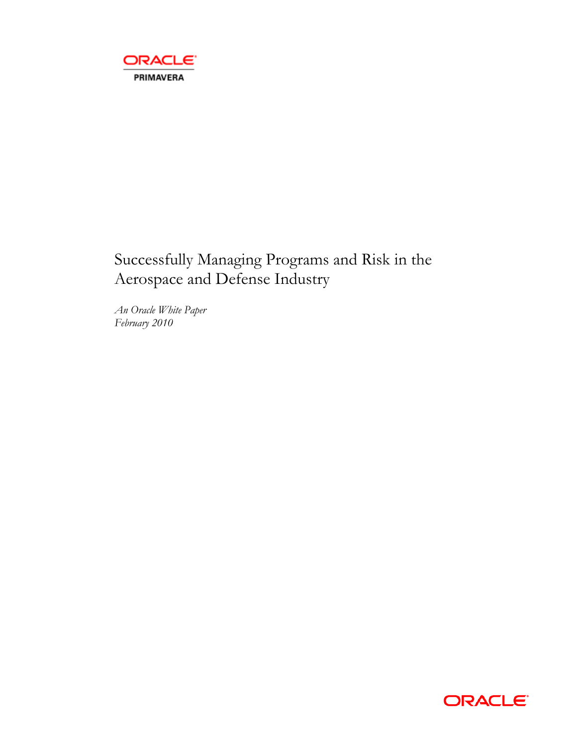ORACLE
PRIMAVERA

# Successfully Managing Programs and Risk in the Aerospace and Defense Industry

*An Oracle White Paper*
*February 2010*

ORACLE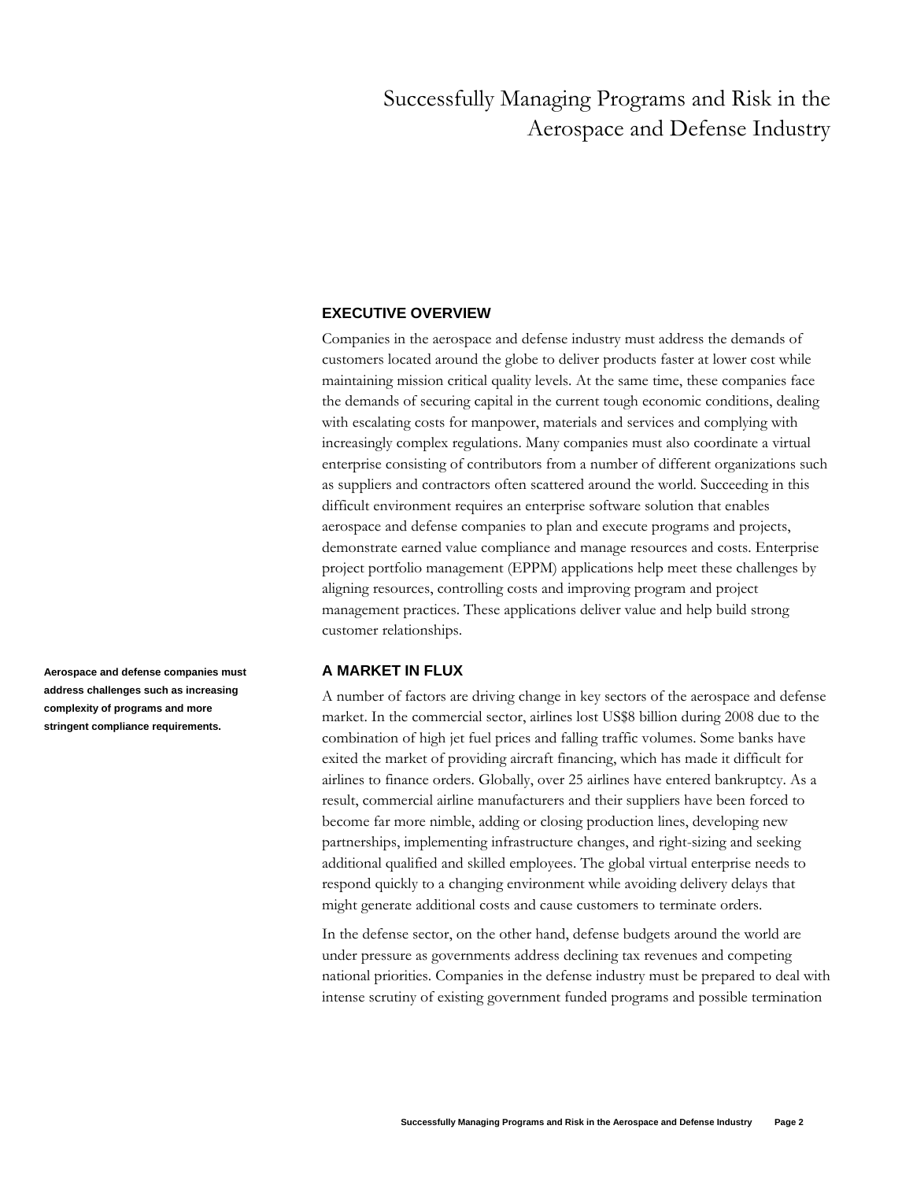# Successfully Managing Programs and Risk in the Aerospace and Defense Industry

## EXECUTIVE OVERVIEW

Companies in the aerospace and defense industry must address the demands of customers located around the globe to deliver products faster at lower cost while maintaining mission critical quality levels. At the same time, these companies face the demands of securing capital in the current tough economic conditions, dealing with escalating costs for manpower, materials and services and complying with increasingly complex regulations. Many companies must also coordinate a virtual enterprise consisting of contributors from a number of different organizations such as suppliers and contractors often scattered around the world. Succeeding in this difficult environment requires an enterprise software solution that enables aerospace and defense companies to plan and execute programs and projects, demonstrate earned value compliance and manage resources and costs. Enterprise project portfolio management (EPPM) applications help meet these challenges by aligning resources, controlling costs and improving program and project management practices. These applications deliver value and help build strong customer relationships.

## A MARKET IN FLUX

**Aerospace and defense companies must address challenges such as increasing complexity of programs and more stringent compliance requirements.**

A number of factors are driving change in key sectors of the aerospace and defense market. In the commercial sector, airlines lost US$8 billion during 2008 due to the combination of high jet fuel prices and falling traffic volumes. Some banks have exited the market of providing aircraft financing, which has made it difficult for airlines to finance orders. Globally, over 25 airlines have entered bankruptcy. As a result, commercial airline manufacturers and their suppliers have been forced to become far more nimble, adding or closing production lines, developing new partnerships, implementing infrastructure changes, and right-sizing and seeking additional qualified and skilled employees. The global virtual enterprise needs to respond quickly to a changing environment while avoiding delivery delays that might generate additional costs and cause customers to terminate orders.

In the defense sector, on the other hand, defense budgets around the world are under pressure as governments address declining tax revenues and competing national priorities. Companies in the defense industry must be prepared to deal with intense scrutiny of existing government funded programs and possible termination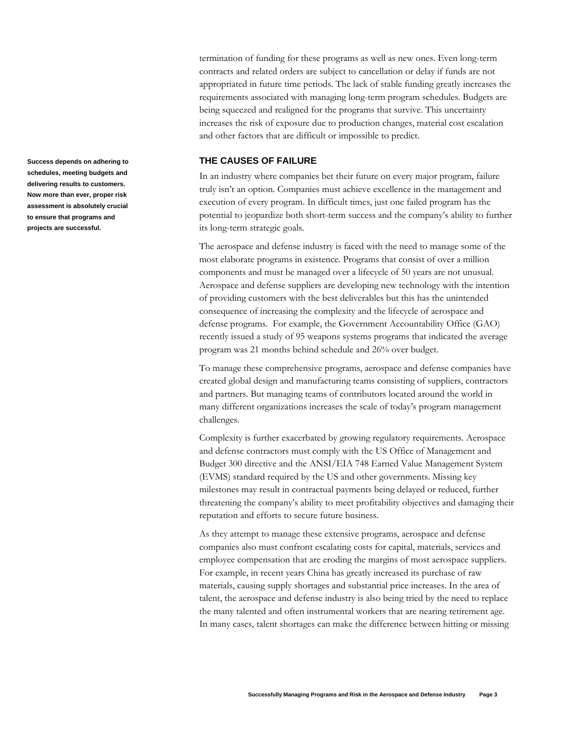termination of funding for these programs as well as new ones. Even long-term contracts and related orders are subject to cancellation or delay if funds are not appropriated in future time periods. The lack of stable funding greatly increases the requirements associated with managing long-term program schedules. Budgets are being squeezed and realigned for the programs that survive. This uncertainty increases the risk of exposure due to production changes, material cost escalation and other factors that are difficult or impossible to predict.

## THE CAUSES OF FAILURE

**Success depends on adhering to schedules, meeting budgets and delivering results to customers. Now more than ever, proper risk assessment is absolutely crucial to ensure that programs and projects are successful.**

In an industry where companies bet their future on every major program, failure truly isn't an option. Companies must achieve excellence in the management and execution of every program. In difficult times, just one failed program has the potential to jeopardize both short-term success and the company's ability to further its long-term strategic goals.

The aerospace and defense industry is faced with the need to manage some of the most elaborate programs in existence. Programs that consist of over a million components and must be managed over a lifecycle of 50 years are not unusual. Aerospace and defense suppliers are developing new technology with the intention of providing customers with the best deliverables but this has the unintended consequence of increasing the complexity and the lifecycle of aerospace and defense programs. For example, the Government Accountability Office (GAO) recently issued a study of 95 weapons systems programs that indicated the average program was 21 months behind schedule and 26% over budget.

To manage these comprehensive programs, aerospace and defense companies have created global design and manufacturing teams consisting of suppliers, contractors and partners. But managing teams of contributors located around the world in many different organizations increases the scale of today's program management challenges.

Complexity is further exacerbated by growing regulatory requirements. Aerospace and defense contractors must comply with the US Office of Management and Budget 300 directive and the ANSI/EIA 748 Earned Value Management System (EVMS) standard required by the US and other governments. Missing key milestones may result in contractual payments being delayed or reduced, further threatening the company's ability to meet profitability objectives and damaging their reputation and efforts to secure future business.

As they attempt to manage these extensive programs, aerospace and defense companies also must confront escalating costs for capital, materials, services and employee compensation that are eroding the margins of most aerospace suppliers. For example, in recent years China has greatly increased its purchase of raw materials, causing supply shortages and substantial price increases. In the area of talent, the aerospace and defense industry is also being tried by the need to replace the many talented and often instrumental workers that are nearing retirement age. In many cases, talent shortages can make the difference between hitting or missing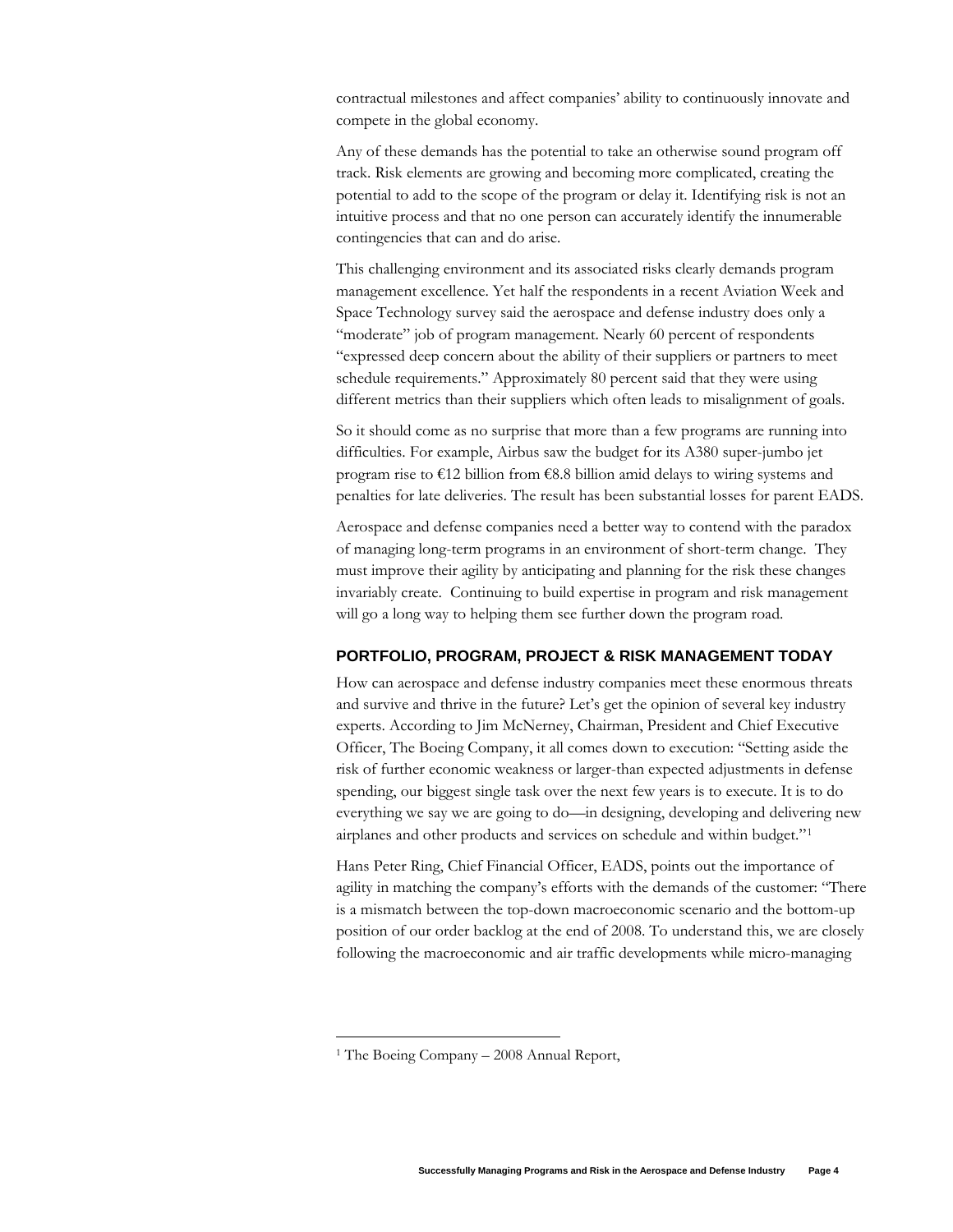contractual milestones and affect companies' ability to continuously innovate and compete in the global economy.

Any of these demands has the potential to take an otherwise sound program off track. Risk elements are growing and becoming more complicated, creating the potential to add to the scope of the program or delay it. Identifying risk is not an intuitive process and that no one person can accurately identify the innumerable contingencies that can and do arise.

This challenging environment and its associated risks clearly demands program management excellence. Yet half the respondents in a recent Aviation Week and Space Technology survey said the aerospace and defense industry does only a "moderate" job of program management. Nearly 60 percent of respondents "expressed deep concern about the ability of their suppliers or partners to meet schedule requirements." Approximately 80 percent said that they were using different metrics than their suppliers which often leads to misalignment of goals.

So it should come as no surprise that more than a few programs are running into difficulties. For example, Airbus saw the budget for its A380 super-jumbo jet program rise to €12 billion from €8.8 billion amid delays to wiring systems and penalties for late deliveries. The result has been substantial losses for parent EADS.

Aerospace and defense companies need a better way to contend with the paradox of managing long-term programs in an environment of short-term change. They must improve their agility by anticipating and planning for the risk these changes invariably create. Continuing to build expertise in program and risk management will go a long way to helping them see further down the program road.

## PORTFOLIO, PROGRAM, PROJECT & RISK MANAGEMENT TODAY

How can aerospace and defense industry companies meet these enormous threats and survive and thrive in the future? Let's get the opinion of several key industry experts. According to Jim McNerney, Chairman, President and Chief Executive Officer, The Boeing Company, it all comes down to execution: "Setting aside the risk of further economic weakness or larger-than expected adjustments in defense spending, our biggest single task over the next few years is to execute. It is to do everything we say we are going to do—in designing, developing and delivering new airplanes and other products and services on schedule and within budget."[1]

Hans Peter Ring, Chief Financial Officer, EADS, points out the importance of agility in matching the company's efforts with the demands of the customer: "There is a mismatch between the top-down macroeconomic scenario and the bottom-up position of our order backlog at the end of 2008. To understand this, we are closely following the macroeconomic and air traffic developments while micro-managing

---

[1] The Boeing Company – 2008 Annual Report,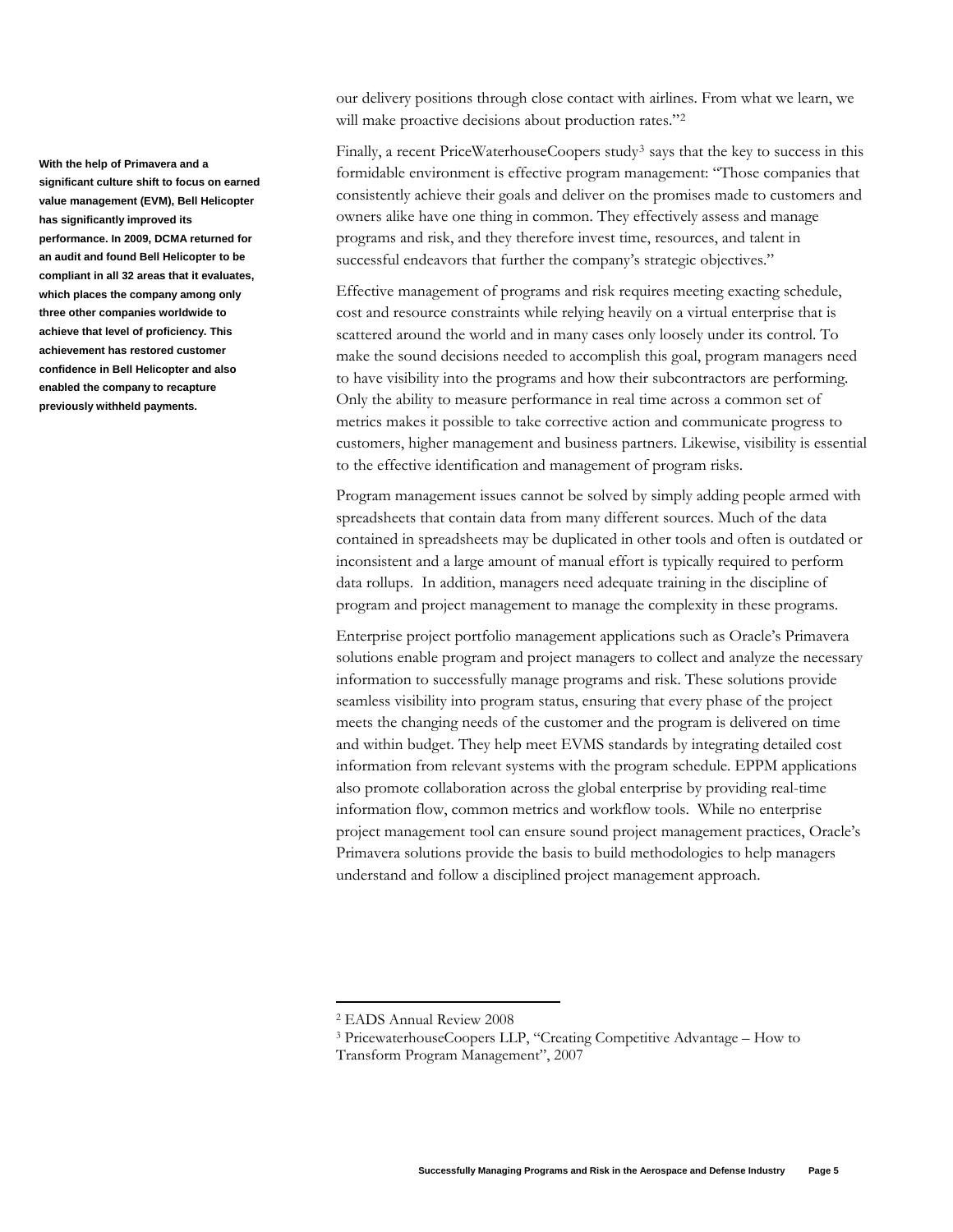**With the help of Primavera and a significant culture shift to focus on earned value management (EVM), Bell Helicopter has significantly improved its performance. In 2009, DCMA returned for an audit and found Bell Helicopter to be compliant in all 32 areas that it evaluates, which places the company among only three other companies worldwide to achieve that level of proficiency. This achievement has restored customer confidence in Bell Helicopter and also enabled the company to recapture previously withheld payments.**

our delivery positions through close contact with airlines. From what we learn, we will make proactive decisions about production rates."[2]

Finally, a recent PriceWaterhouseCoopers study[3] says that the key to success in this formidable environment is effective program management: "Those companies that consistently achieve their goals and deliver on the promises made to customers and owners alike have one thing in common. They effectively assess and manage programs and risk, and they therefore invest time, resources, and talent in successful endeavors that further the company's strategic objectives."

Effective management of programs and risk requires meeting exacting schedule, cost and resource constraints while relying heavily on a virtual enterprise that is scattered around the world and in many cases only loosely under its control. To make the sound decisions needed to accomplish this goal, program managers need to have visibility into the programs and how their subcontractors are performing. Only the ability to measure performance in real time across a common set of metrics makes it possible to take corrective action and communicate progress to customers, higher management and business partners. Likewise, visibility is essential to the effective identification and management of program risks.

Program management issues cannot be solved by simply adding people armed with spreadsheets that contain data from many different sources. Much of the data contained in spreadsheets may be duplicated in other tools and often is outdated or inconsistent and a large amount of manual effort is typically required to perform data rollups. In addition, managers need adequate training in the discipline of program and project management to manage the complexity in these programs.

Enterprise project portfolio management applications such as Oracle's Primavera solutions enable program and project managers to collect and analyze the necessary information to successfully manage programs and risk. These solutions provide seamless visibility into program status, ensuring that every phase of the project meets the changing needs of the customer and the program is delivered on time and within budget. They help meet EVMS standards by integrating detailed cost information from relevant systems with the program schedule. EPPM applications also promote collaboration across the global enterprise by providing real-time information flow, common metrics and workflow tools. While no enterprise project management tool can ensure sound project management practices, Oracle's Primavera solutions provide the basis to build methodologies to help managers understand and follow a disciplined project management approach.

---

[2] EADS Annual Review 2008

[3] PricewaterhouseCoopers LLP, "Creating Competitive Advantage – How to Transform Program Management", 2007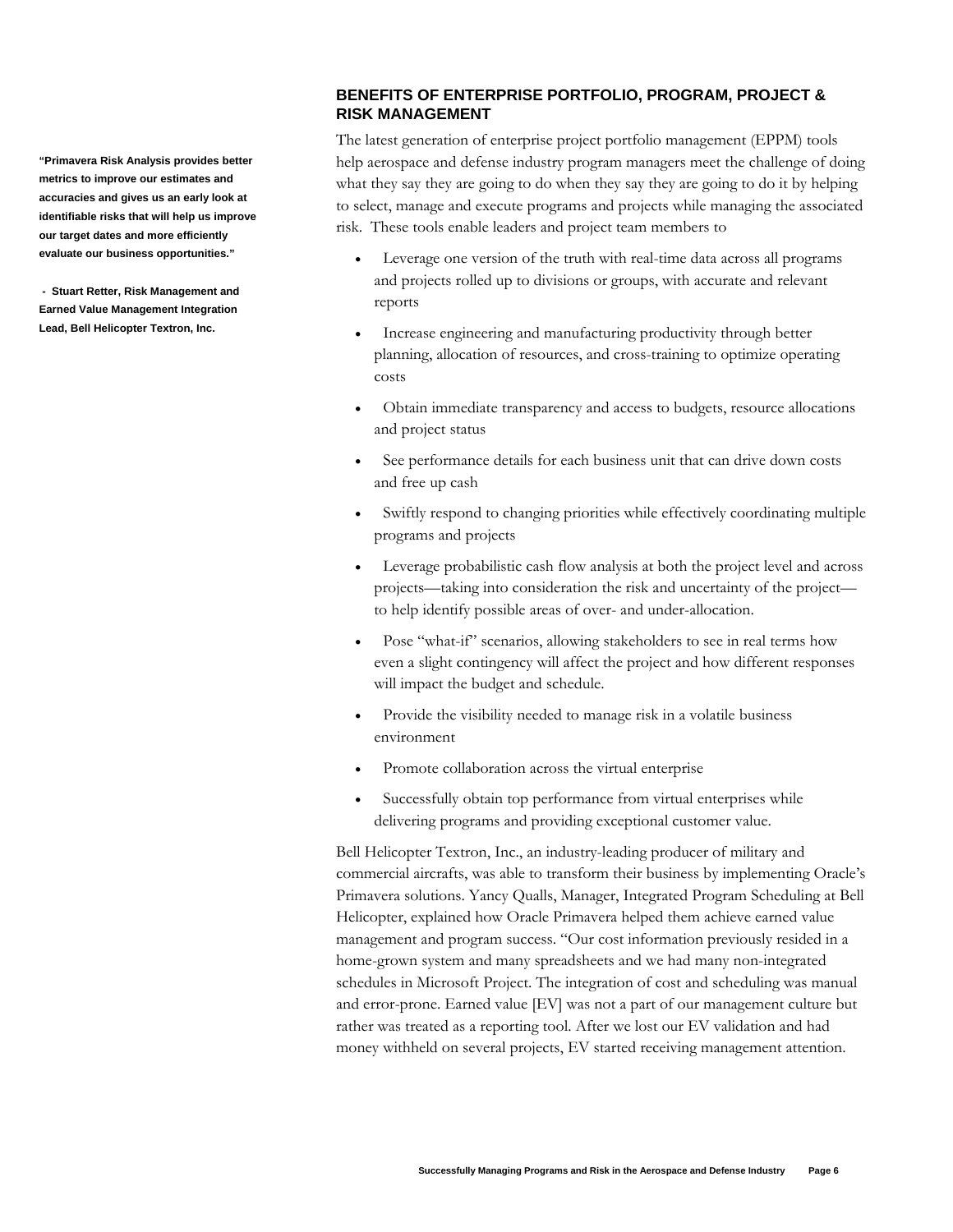> **"Primavera Risk Analysis provides better metrics to improve our estimates and accuracies and gives us an early look at identifiable risks that will help us improve our target dates and more efficiently evaluate our business opportunities."**
>
> **- Stuart Retter, Risk Management and Earned Value Management Integration Lead, Bell Helicopter Textron, Inc.**

## BENEFITS OF ENTERPRISE PORTFOLIO, PROGRAM, PROJECT & RISK MANAGEMENT

The latest generation of enterprise project portfolio management (EPPM) tools help aerospace and defense industry program managers meet the challenge of doing what they say they are going to do when they say they are going to do it by helping to select, manage and execute programs and projects while managing the associated risk. These tools enable leaders and project team members to

- Leverage one version of the truth with real-time data across all programs and projects rolled up to divisions or groups, with accurate and relevant reports
- Increase engineering and manufacturing productivity through better planning, allocation of resources, and cross-training to optimize operating costs
- Obtain immediate transparency and access to budgets, resource allocations and project status
- See performance details for each business unit that can drive down costs and free up cash
- Swiftly respond to changing priorities while effectively coordinating multiple programs and projects
- Leverage probabilistic cash flow analysis at both the project level and across projects—taking into consideration the risk and uncertainty of the project—to help identify possible areas of over- and under-allocation.
- Pose "what-if" scenarios, allowing stakeholders to see in real terms how even a slight contingency will affect the project and how different responses will impact the budget and schedule.
- Provide the visibility needed to manage risk in a volatile business environment
- Promote collaboration across the virtual enterprise
- Successfully obtain top performance from virtual enterprises while delivering programs and providing exceptional customer value.

Bell Helicopter Textron, Inc., an industry-leading producer of military and commercial aircrafts, was able to transform their business by implementing Oracle's Primavera solutions. Yancy Qualls, Manager, Integrated Program Scheduling at Bell Helicopter, explained how Oracle Primavera helped them achieve earned value management and program success. "Our cost information previously resided in a home-grown system and many spreadsheets and we had many non-integrated schedules in Microsoft Project. The integration of cost and scheduling was manual and error-prone. Earned value [EV] was not a part of our management culture but rather was treated as a reporting tool. After we lost our EV validation and had money withheld on several projects, EV started receiving management attention.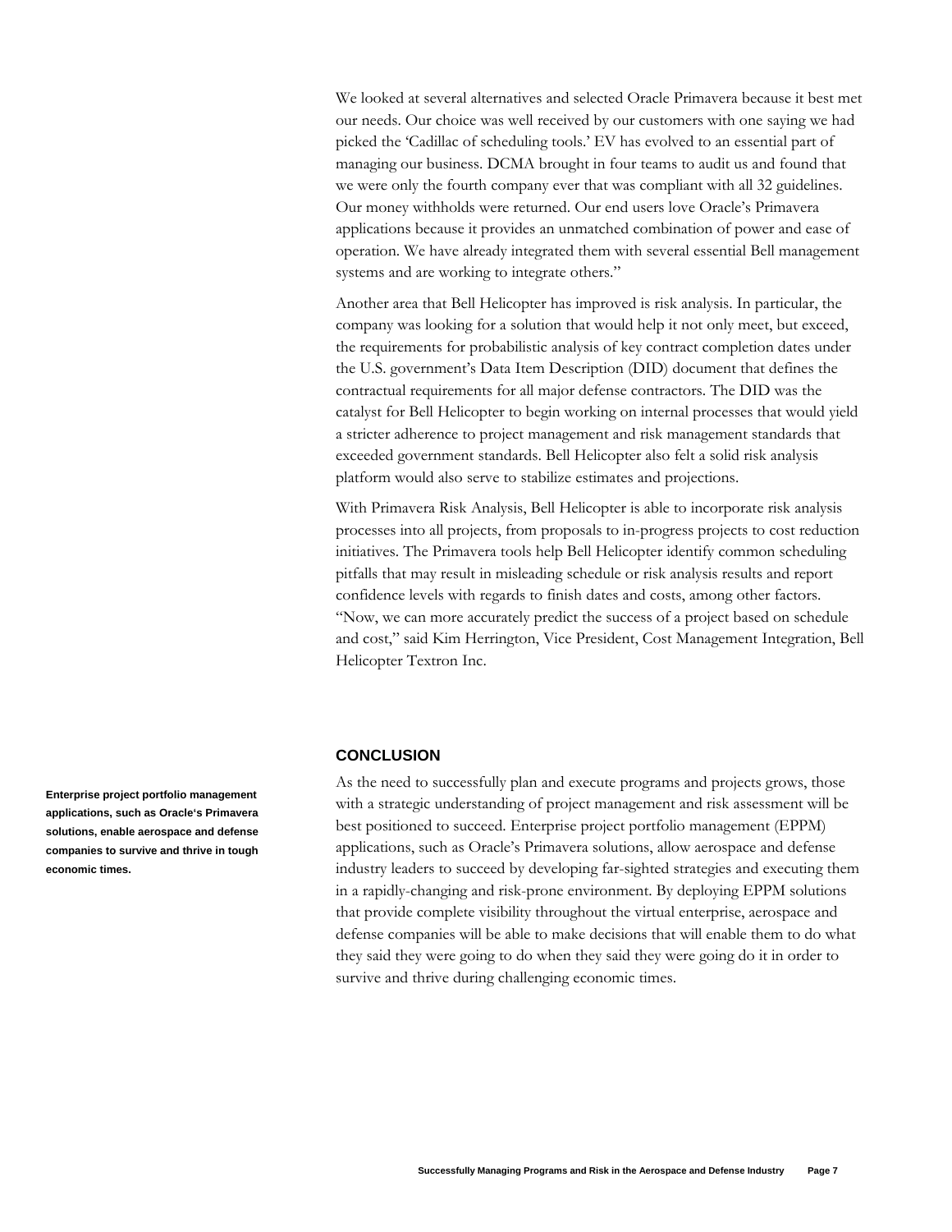We looked at several alternatives and selected Oracle Primavera because it best met our needs. Our choice was well received by our customers with one saying we had picked the 'Cadillac of scheduling tools.' EV has evolved to an essential part of managing our business. DCMA brought in four teams to audit us and found that we were only the fourth company ever that was compliant with all 32 guidelines. Our money withholds were returned. Our end users love Oracle's Primavera applications because it provides an unmatched combination of power and ease of operation. We have already integrated them with several essential Bell management systems and are working to integrate others."

Another area that Bell Helicopter has improved is risk analysis. In particular, the company was looking for a solution that would help it not only meet, but exceed, the requirements for probabilistic analysis of key contract completion dates under the U.S. government's Data Item Description (DID) document that defines the contractual requirements for all major defense contractors. The DID was the catalyst for Bell Helicopter to begin working on internal processes that would yield a stricter adherence to project management and risk management standards that exceeded government standards. Bell Helicopter also felt a solid risk analysis platform would also serve to stabilize estimates and projections.

With Primavera Risk Analysis, Bell Helicopter is able to incorporate risk analysis processes into all projects, from proposals to in-progress projects to cost reduction initiatives. The Primavera tools help Bell Helicopter identify common scheduling pitfalls that may result in misleading schedule or risk analysis results and report confidence levels with regards to finish dates and costs, among other factors. "Now, we can more accurately predict the success of a project based on schedule and cost," said Kim Herrington, Vice President, Cost Management Integration, Bell Helicopter Textron Inc.

## CONCLUSION

**Enterprise project portfolio management applications, such as Oracle's Primavera solutions, enable aerospace and defense companies to survive and thrive in tough economic times.**

As the need to successfully plan and execute programs and projects grows, those with a strategic understanding of project management and risk assessment will be best positioned to succeed. Enterprise project portfolio management (EPPM) applications, such as Oracle's Primavera solutions, allow aerospace and defense industry leaders to succeed by developing far-sighted strategies and executing them in a rapidly-changing and risk-prone environment. By deploying EPPM solutions that provide complete visibility throughout the virtual enterprise, aerospace and defense companies will be able to make decisions that will enable them to do what they said they were going to do when they said they were going do it in order to survive and thrive during challenging economic times.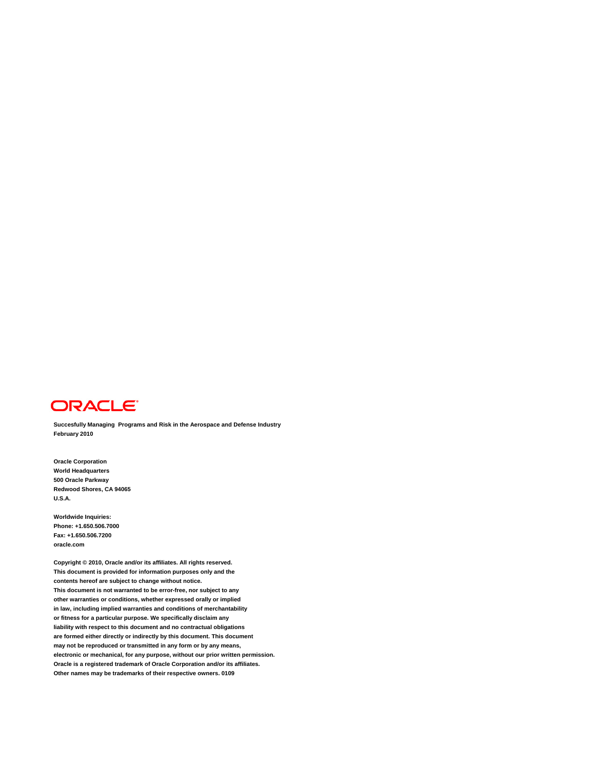ORACLE

**Succesfully Managing Programs and Risk in the Aerospace and Defense Industry**
**February 2010**

**Oracle Corporation**
**World Headquarters**
**500 Oracle Parkway**
**Redwood Shores, CA 94065**
**U.S.A.**

**Worldwide Inquiries:**
**Phone: +1.650.506.7000**
**Fax: +1.650.506.7200**
**oracle.com**

**Copyright © 2010, Oracle and/or its affiliates. All rights reserved.**
**This document is provided for information purposes only and the contents hereof are subject to change without notice.**
**This document is not warranted to be error-free, nor subject to any other warranties or conditions, whether expressed orally or implied in law, including implied warranties and conditions of merchantability or fitness for a particular purpose. We specifically disclaim any liability with respect to this document and no contractual obligations are formed either directly or indirectly by this document. This document may not be reproduced or transmitted in any form or by any means, electronic or mechanical, for any purpose, without our prior written permission.**
**Oracle is a registered trademark of Oracle Corporation and/or its affiliates.**
**Other names may be trademarks of their respective owners. 0109**